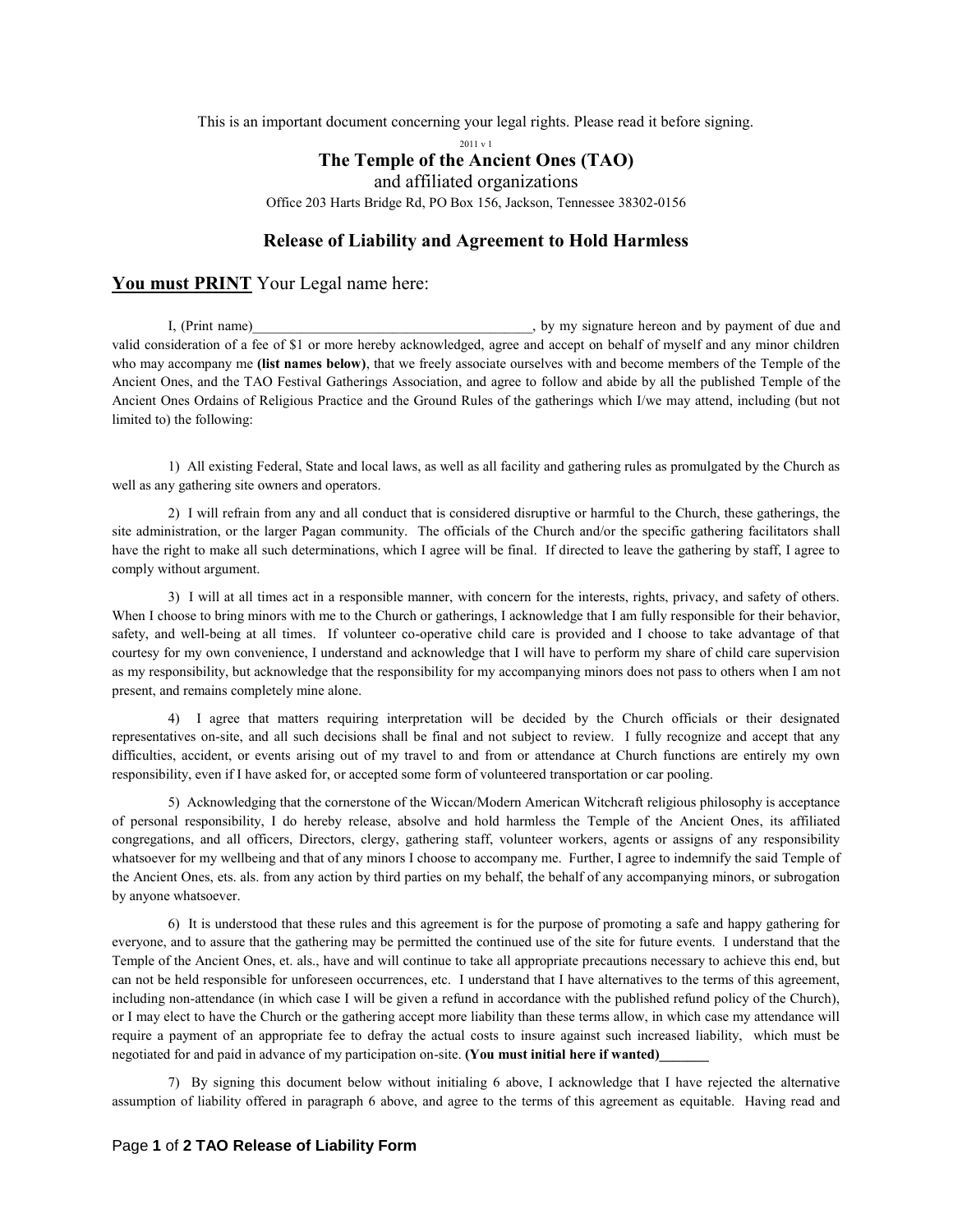This is an important document concerning your legal rights. Please read it before signing.

2011 v 1

# The Temple of the Ancient Ones (TAO)

and affiliated organizations

Office 203 Harts Bridge Rd, PO Box 156, Jackson, Tennessee 38302-0156

## Release of Liability and Agreement to Hold Harmless

**You must PRINT** Your Legal name here:

I, (Print name)_______________________________________, by my signature hereon and by payment of due and valid consideration of a fee of $1 or more hereby acknowledged, agree and accept on behalf of myself and any minor children who may accompany me **(list names below)**, that we freely associate ourselves with and become members of the Temple of the Ancient Ones, and the TAO Festival Gatherings Association, and agree to follow and abide by all the published Temple of the Ancient Ones Ordains of Religious Practice and the Ground Rules of the gatherings which I/we may attend, including (but not limited to) the following:

1) All existing Federal, State and local laws, as well as all facility and gathering rules as promulgated by the Church as well as any gathering site owners and operators.

2) I will refrain from any and all conduct that is considered disruptive or harmful to the Church, these gatherings, the site administration, or the larger Pagan community. The officials of the Church and/or the specific gathering facilitators shall have the right to make all such determinations, which I agree will be final. If directed to leave the gathering by staff, I agree to comply without argument.

3) I will at all times act in a responsible manner, with concern for the interests, rights, privacy, and safety of others. When I choose to bring minors with me to the Church or gatherings, I acknowledge that I am fully responsible for their behavior, safety, and well-being at all times. If volunteer co-operative child care is provided and I choose to take advantage of that courtesy for my own convenience, I understand and acknowledge that I will have to perform my share of child care supervision as my responsibility, but acknowledge that the responsibility for my accompanying minors does not pass to others when I am not present, and remains completely mine alone.

4) I agree that matters requiring interpretation will be decided by the Church officials or their designated representatives on-site, and all such decisions shall be final and not subject to review. I fully recognize and accept that any difficulties, accident, or events arising out of my travel to and from or attendance at Church functions are entirely my own responsibility, even if I have asked for, or accepted some form of volunteered transportation or car pooling.

5) Acknowledging that the cornerstone of the Wiccan/Modern American Witchcraft religious philosophy is acceptance of personal responsibility, I do hereby release, absolve and hold harmless the Temple of the Ancient Ones, its affiliated congregations, and all officers, Directors, clergy, gathering staff, volunteer workers, agents or assigns of any responsibility whatsoever for my wellbeing and that of any minors I choose to accompany me. Further, I agree to indemnify the said Temple of the Ancient Ones, ets. als. from any action by third parties on my behalf, the behalf of any accompanying minors, or subrogation by anyone whatsoever.

6) It is understood that these rules and this agreement is for the purpose of promoting a safe and happy gathering for everyone, and to assure that the gathering may be permitted the continued use of the site for future events. I understand that the Temple of the Ancient Ones, et. als., have and will continue to take all appropriate precautions necessary to achieve this end, but can not be held responsible for unforeseen occurrences, etc. I understand that I have alternatives to the terms of this agreement, including non-attendance (in which case I will be given a refund in accordance with the published refund policy of the Church), or I may elect to have the Church or the gathering accept more liability than these terms allow, in which case my attendance will require a payment of an appropriate fee to defray the actual costs to insure against such increased liability, which must be negotiated for and paid in advance of my participation on-site. **(You must initial here if wanted)_______**

7) By signing this document below without initialing 6 above, I acknowledge that I have rejected the alternative assumption of liability offered in paragraph 6 above, and agree to the terms of this agreement as equitable. Having read and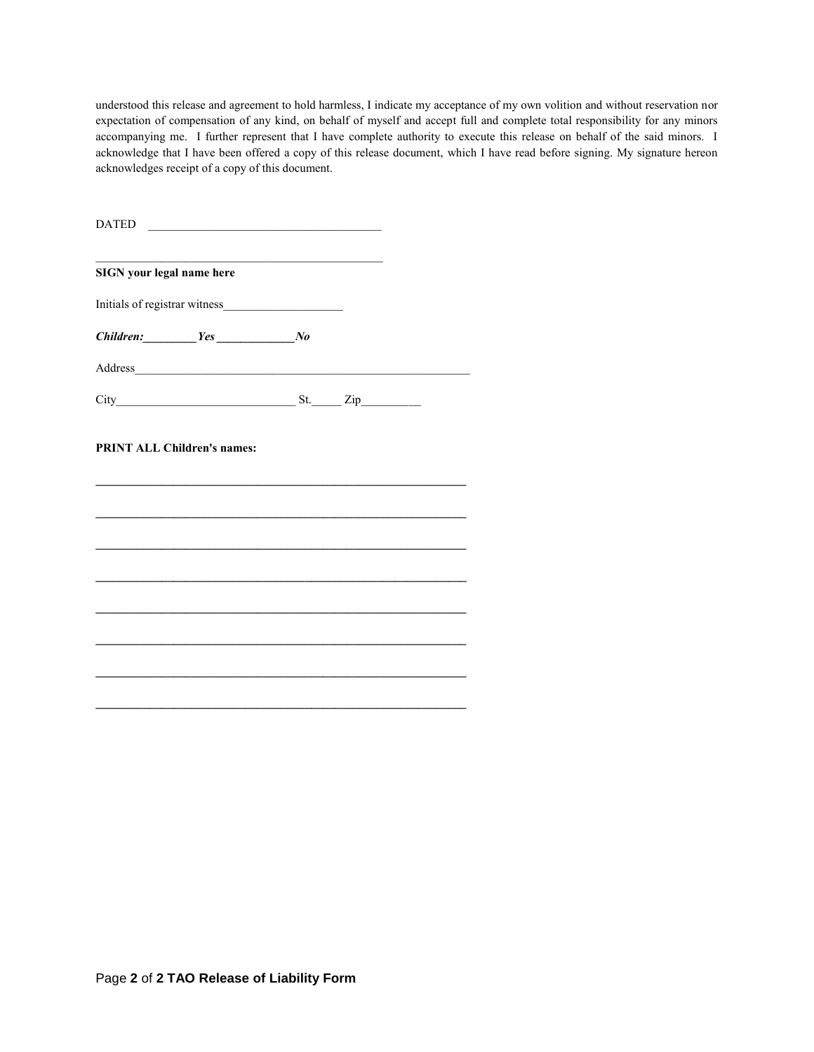understood this release and agreement to hold harmless, I indicate my acceptance of my own volition and without reservation nor expectation of compensation of any kind, on behalf of myself and accept full and complete total responsibility for any minors accompanying me. I further represent that I have complete authority to execute this release on behalf of the said minors. I acknowledge that I have been offered a copy of this release document, which I have read before signing. My signature hereon acknowledges receipt of a copy of this document.

DATED ________________________________________

__________________________________________________

**SIGN your legal name here**

Initials of registrar witness____________________

***Children:_________Yes _____________No***

Address__________________________________________________________

City______________________________ St._____ Zip__________

**PRINT ALL Children's names:**

______________________________________________________________

______________________________________________________________

______________________________________________________________

______________________________________________________________

______________________________________________________________

______________________________________________________________

______________________________________________________________

______________________________________________________________